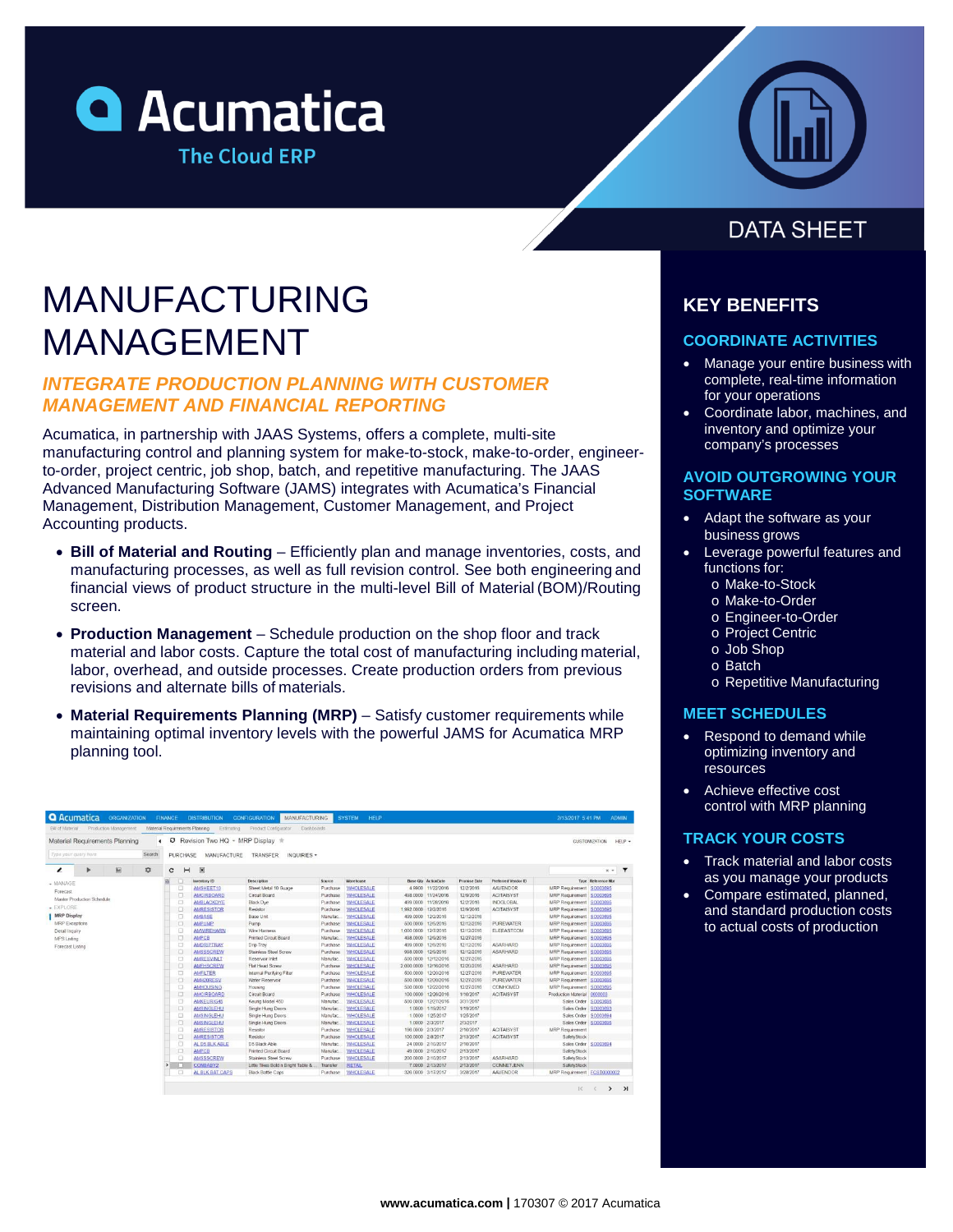Acumatica
The Cloud ERP

DATA SHEET

# MANUFACTURING MANAGEMENT

## *INTEGRATE PRODUCTION PLANNING WITH CUSTOMER MANAGEMENT AND FINANCIAL REPORTING*

Acumatica, in partnership with JAAS Systems, offers a complete, multi-site manufacturing control and planning system for make-to-stock, make-to-order, engineer-to-order, project centric, job shop, batch, and repetitive manufacturing. The JAAS Advanced Manufacturing Software (JAMS) integrates with Acumatica's Financial Management, Distribution Management, Customer Management, and Project Accounting products.

- **Bill of Material and Routing** – Efficiently plan and manage inventories, costs, and manufacturing processes, as well as full revision control. See both engineering and financial views of product structure in the multi-level Bill of Material (BOM)/Routing screen.
- **Production Management** – Schedule production on the shop floor and track material and labor costs. Capture the total cost of manufacturing including material, labor, overhead, and outside processes. Create production orders from previous revisions and alternate bills of materials.
- **Material Requirements Planning (MRP)** – Satisfy customer requirements while maintaining optimal inventory levels with the powerful JAMS for Acumatica MRP planning tool.

## KEY BENEFITS

### COORDINATE ACTIVITIES

- Manage your entire business with complete, real-time information for your operations
- Coordinate labor, machines, and inventory and optimize your company's processes

### AVOID OUTGROWING YOUR SOFTWARE

- Adapt the software as your business grows
- Leverage powerful features and functions for:
  - Make-to-Stock
  - Make-to-Order
  - Engineer-to-Order
  - Project Centric
  - Job Shop
  - Batch
  - Repetitive Manufacturing

### MEET SCHEDULES

- Respond to demand while optimizing inventory and resources
- Achieve effective cost control with MRP planning

### TRACK YOUR COSTS

- Track material and labor costs as you manage your products
- Compare estimated, planned, and standard production costs to actual costs of production

**www.acumatica.com |** 170307 © 2017 Acumatica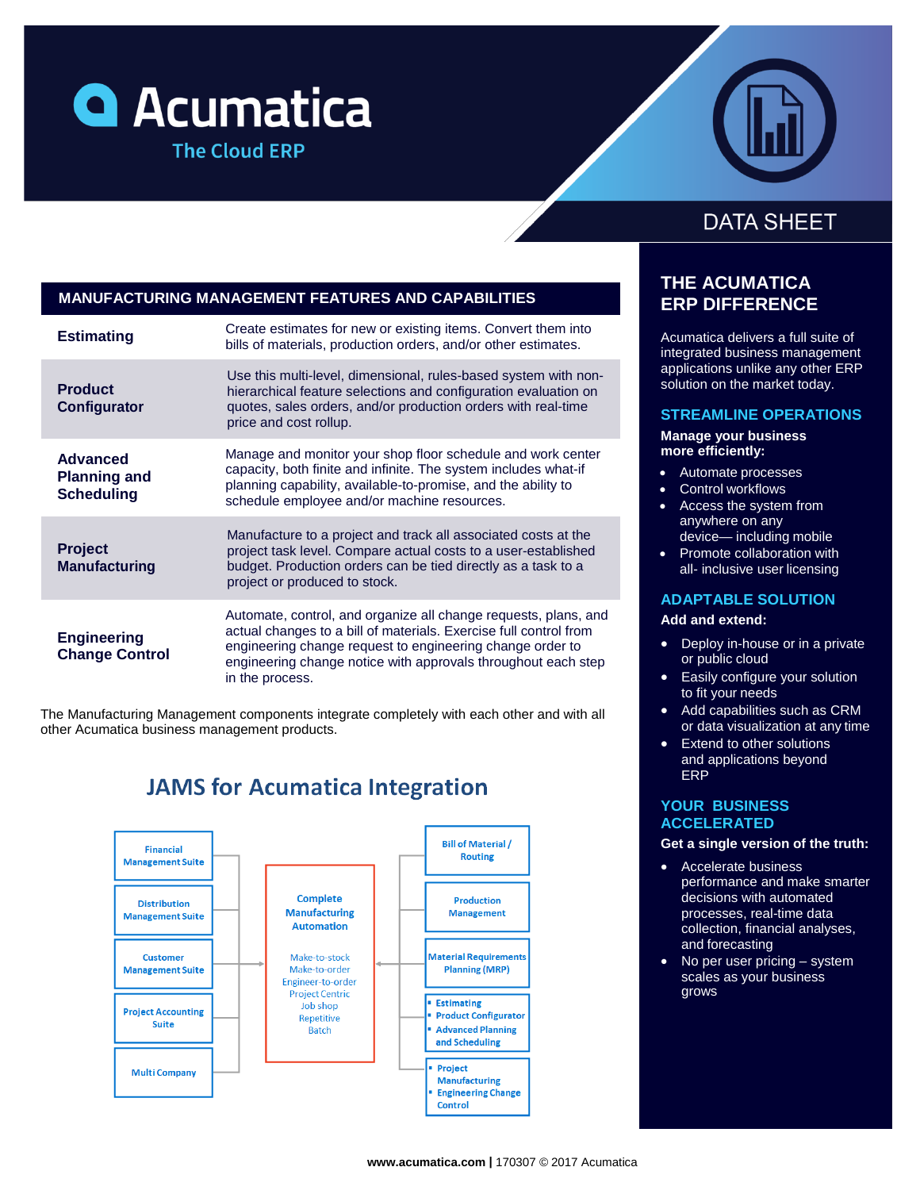# Acumatica

The Cloud ERP

DATA SHEET

## MANUFACTURING MANAGEMENT FEATURES AND CAPABILITIES

| | |
|---|---|
| **Estimating** | Create estimates for new or existing items. Convert them into bills of materials, production orders, and/or other estimates. |
| **Product Configurator** | Use this multi-level, dimensional, rules-based system with non-hierarchical feature selections and configuration evaluation on quotes, sales orders, and/or production orders with real-time price and cost rollup. |
| **Advanced Planning and Scheduling** | Manage and monitor your shop floor schedule and work center capacity, both finite and infinite. The system includes what-if planning capability, available-to-promise, and the ability to schedule employee and/or machine resources. |
| **Project Manufacturing** | Manufacture to a project and track all associated costs at the project task level. Compare actual costs to a user-established budget. Production orders can be tied directly as a task to a project or produced to stock. |
| **Engineering Change Control** | Automate, control, and organize all change requests, plans, and actual changes to a bill of materials. Exercise full control from engineering change request to engineering change order to engineering change notice with approvals throughout each step in the process. |

The Manufacturing Management components integrate completely with each other and with all other Acumatica business management products.

## JAMS for Acumatica Integration

Financial Management Suite

Distribution Management Suite

Customer Management Suite

Project Accounting Suite

Multi Company

Complete Manufacturing Automation

Make-to-stock
Make-to-order
Engineer-to-order
Project Centric
Job shop
Repetitive
Batch

Bill of Material / Routing

Production Management

Material Requirements Planning (MRP)

- Estimating
- Product Configurator
- Advanced Planning and Scheduling

- Project Manufacturing
- Engineering Change Control

## THE ACUMATICA ERP DIFFERENCE

Acumatica delivers a full suite of integrated business management applications unlike any other ERP solution on the market today.

### STREAMLINE OPERATIONS

**Manage your business more efficiently:**

- Automate processes
- Control workflows
- Access the system from anywhere on any device— including mobile
- Promote collaboration with all- inclusive user licensing

### ADAPTABLE SOLUTION

**Add and extend:**

- Deploy in-house or in a private or public cloud
- Easily configure your solution to fit your needs
- Add capabilities such as CRM or data visualization at any time
- Extend to other solutions and applications beyond ERP

### YOUR BUSINESS ACCELERATED

**Get a single version of the truth:**

- Accelerate business performance and make smarter decisions with automated processes, real-time data collection, financial analyses, and forecasting
- No per user pricing – system scales as your business grows

**www.acumatica.com |** 170307 © 2017 Acumatica